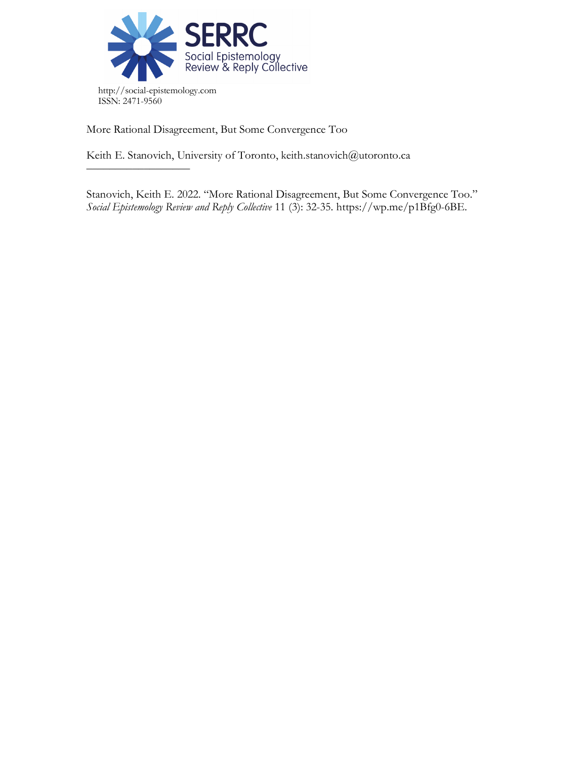SERRC
Social Epistemology Review & Reply Collective

http://social-epistemology.com
ISSN: 2471-9560

# More Rational Disagreement, But Some Convergence Too

Keith E. Stanovich, University of Toronto, keith.stanovich@utoronto.ca

---

Stanovich, Keith E. 2022. "More Rational Disagreement, But Some Convergence Too." *Social Epistemology Review and Reply Collective* 11 (3): 32-35. https://wp.me/p1Bfg0-6BE.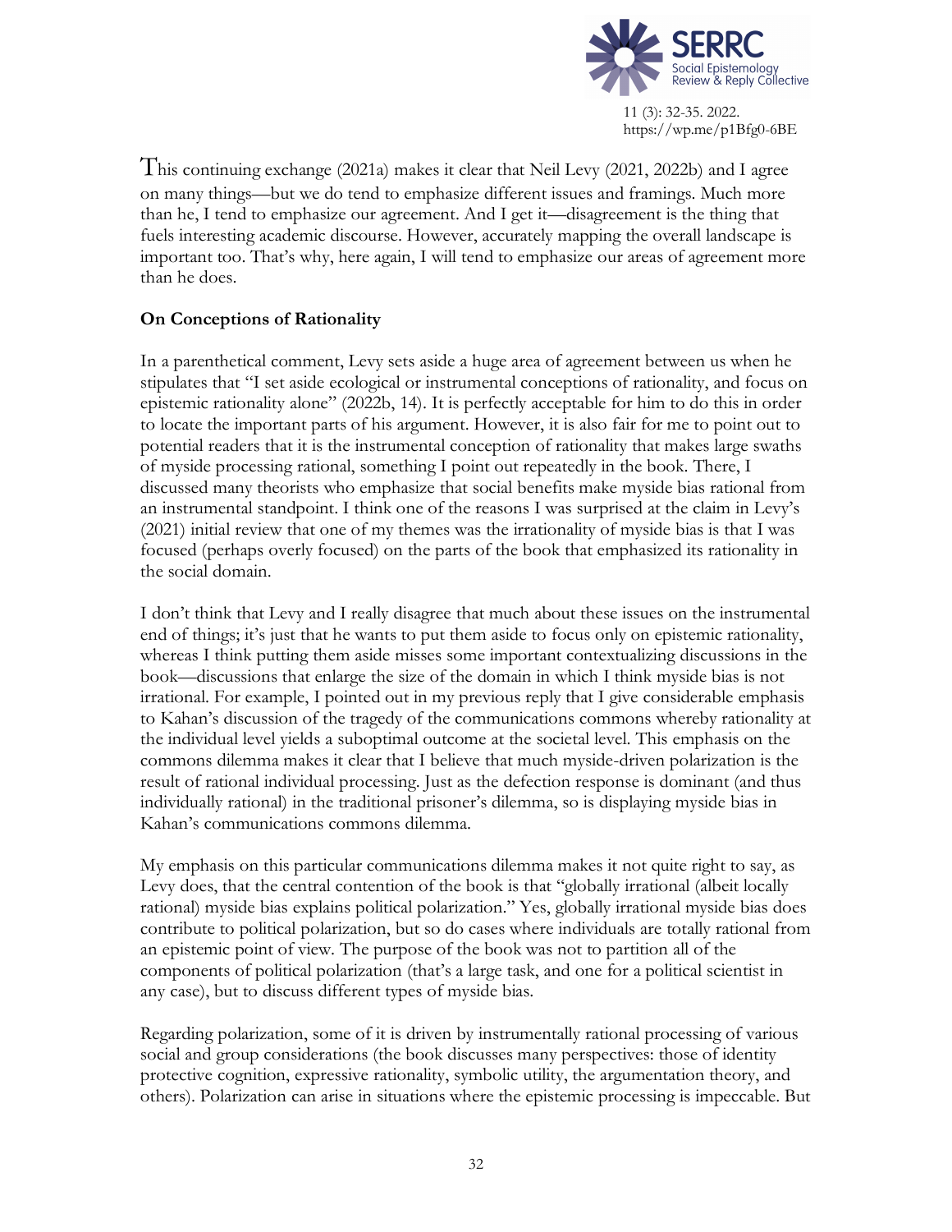This continuing exchange (2021a) makes it clear that Neil Levy (2021, 2022b) and I agree on many things—but we do tend to emphasize different issues and framings. Much more than he, I tend to emphasize our agreement. And I get it—disagreement is the thing that fuels interesting academic discourse. However, accurately mapping the overall landscape is important too. That's why, here again, I will tend to emphasize our areas of agreement more than he does.

**On Conceptions of Rationality**

In a parenthetical comment, Levy sets aside a huge area of agreement between us when he stipulates that "I set aside ecological or instrumental conceptions of rationality, and focus on epistemic rationality alone" (2022b, 14). It is perfectly acceptable for him to do this in order to locate the important parts of his argument. However, it is also fair for me to point out to potential readers that it is the instrumental conception of rationality that makes large swaths of myside processing rational, something I point out repeatedly in the book. There, I discussed many theorists who emphasize that social benefits make myside bias rational from an instrumental standpoint. I think one of the reasons I was surprised at the claim in Levy's (2021) initial review that one of my themes was the irrationality of myside bias is that I was focused (perhaps overly focused) on the parts of the book that emphasized its rationality in the social domain.

I don't think that Levy and I really disagree that much about these issues on the instrumental end of things; it's just that he wants to put them aside to focus only on epistemic rationality, whereas I think putting them aside misses some important contextualizing discussions in the book—discussions that enlarge the size of the domain in which I think myside bias is not irrational. For example, I pointed out in my previous reply that I give considerable emphasis to Kahan's discussion of the tragedy of the communications commons whereby rationality at the individual level yields a suboptimal outcome at the societal level. This emphasis on the commons dilemma makes it clear that I believe that much myside-driven polarization is the result of rational individual processing. Just as the defection response is dominant (and thus individually rational) in the traditional prisoner's dilemma, so is displaying myside bias in Kahan's communications commons dilemma.

My emphasis on this particular communications dilemma makes it not quite right to say, as Levy does, that the central contention of the book is that "globally irrational (albeit locally rational) myside bias explains political polarization." Yes, globally irrational myside bias does contribute to political polarization, but so do cases where individuals are totally rational from an epistemic point of view. The purpose of the book was not to partition all of the components of political polarization (that's a large task, and one for a political scientist in any case), but to discuss different types of myside bias.

Regarding polarization, some of it is driven by instrumentally rational processing of various social and group considerations (the book discusses many perspectives: those of identity protective cognition, expressive rationality, symbolic utility, the argumentation theory, and others). Polarization can arise in situations where the epistemic processing is impeccable. But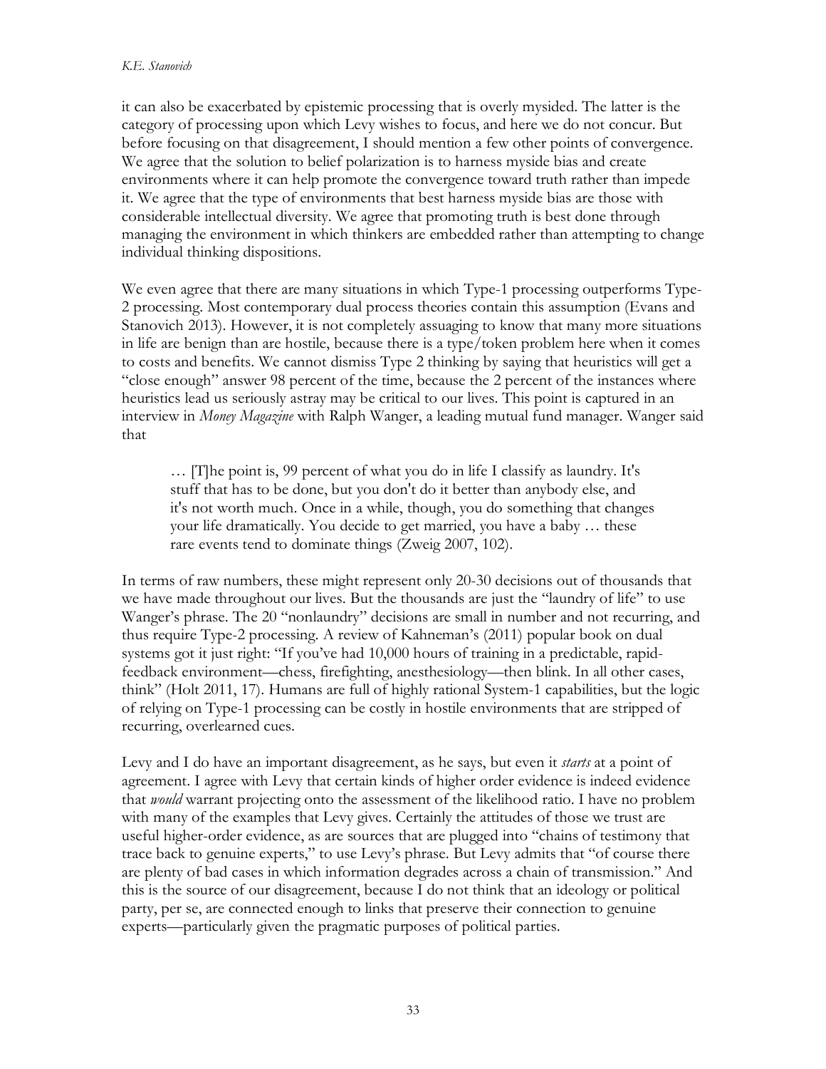it can also be exacerbated by epistemic processing that is overly mysided. The latter is the category of processing upon which Levy wishes to focus, and here we do not concur. But before focusing on that disagreement, I should mention a few other points of convergence. We agree that the solution to belief polarization is to harness myside bias and create environments where it can help promote the convergence toward truth rather than impede it. We agree that the type of environments that best harness myside bias are those with considerable intellectual diversity. We agree that promoting truth is best done through managing the environment in which thinkers are embedded rather than attempting to change individual thinking dispositions.

We even agree that there are many situations in which Type-1 processing outperforms Type-2 processing. Most contemporary dual process theories contain this assumption (Evans and Stanovich 2013). However, it is not completely assuaging to know that many more situations in life are benign than are hostile, because there is a type/token problem here when it comes to costs and benefits. We cannot dismiss Type 2 thinking by saying that heuristics will get a "close enough" answer 98 percent of the time, because the 2 percent of the instances where heuristics lead us seriously astray may be critical to our lives. This point is captured in an interview in *Money Magazine* with Ralph Wanger, a leading mutual fund manager. Wanger said that

> … [T]he point is, 99 percent of what you do in life I classify as laundry. It's stuff that has to be done, but you don't do it better than anybody else, and it's not worth much. Once in a while, though, you do something that changes your life dramatically. You decide to get married, you have a baby … these rare events tend to dominate things (Zweig 2007, 102).

In terms of raw numbers, these might represent only 20-30 decisions out of thousands that we have made throughout our lives. But the thousands are just the "laundry of life" to use Wanger's phrase. The 20 "nonlaundry" decisions are small in number and not recurring, and thus require Type-2 processing. A review of Kahneman's (2011) popular book on dual systems got it just right: "If you've had 10,000 hours of training in a predictable, rapid-feedback environment—chess, firefighting, anesthesiology—then blink. In all other cases, think" (Holt 2011, 17). Humans are full of highly rational System-1 capabilities, but the logic of relying on Type-1 processing can be costly in hostile environments that are stripped of recurring, overlearned cues.

Levy and I do have an important disagreement, as he says, but even it *starts* at a point of agreement. I agree with Levy that certain kinds of higher order evidence is indeed evidence that *would* warrant projecting onto the assessment of the likelihood ratio. I have no problem with many of the examples that Levy gives. Certainly the attitudes of those we trust are useful higher-order evidence, as are sources that are plugged into "chains of testimony that trace back to genuine experts," to use Levy's phrase. But Levy admits that "of course there are plenty of bad cases in which information degrades across a chain of transmission." And this is the source of our disagreement, because I do not think that an ideology or political party, per se, are connected enough to links that preserve their connection to genuine experts—particularly given the pragmatic purposes of political parties.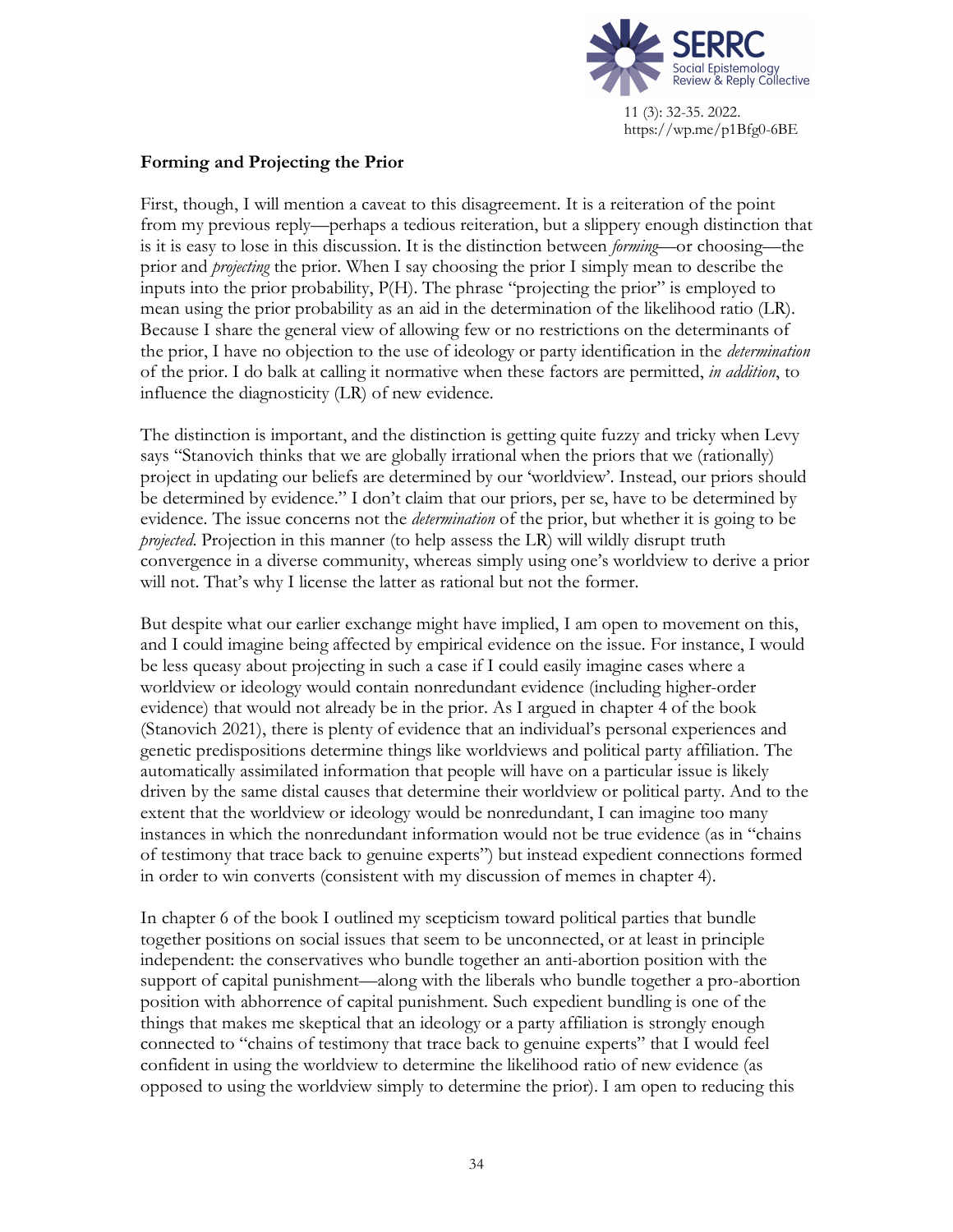### Forming and Projecting the Prior

First, though, I will mention a caveat to this disagreement. It is a reiteration of the point from my previous reply—perhaps a tedious reiteration, but a slippery enough distinction that is it is easy to lose in this discussion. It is the distinction between *forming*—or choosing—the prior and *projecting* the prior. When I say choosing the prior I simply mean to describe the inputs into the prior probability, P(H). The phrase "projecting the prior" is employed to mean using the prior probability as an aid in the determination of the likelihood ratio (LR). Because I share the general view of allowing few or no restrictions on the determinants of the prior, I have no objection to the use of ideology or party identification in the *determination* of the prior. I do balk at calling it normative when these factors are permitted, *in addition*, to influence the diagnosticity (LR) of new evidence.

The distinction is important, and the distinction is getting quite fuzzy and tricky when Levy says "Stanovich thinks that we are globally irrational when the priors that we (rationally) project in updating our beliefs are determined by our 'worldview'. Instead, our priors should be determined by evidence." I don't claim that our priors, per se, have to be determined by evidence. The issue concerns not the *determination* of the prior, but whether it is going to be *projected*. Projection in this manner (to help assess the LR) will wildly disrupt truth convergence in a diverse community, whereas simply using one's worldview to derive a prior will not. That's why I license the latter as rational but not the former.

But despite what our earlier exchange might have implied, I am open to movement on this, and I could imagine being affected by empirical evidence on the issue. For instance, I would be less queasy about projecting in such a case if I could easily imagine cases where a worldview or ideology would contain nonredundant evidence (including higher-order evidence) that would not already be in the prior. As I argued in chapter 4 of the book (Stanovich 2021), there is plenty of evidence that an individual's personal experiences and genetic predispositions determine things like worldviews and political party affiliation. The automatically assimilated information that people will have on a particular issue is likely driven by the same distal causes that determine their worldview or political party. And to the extent that the worldview or ideology would be nonredundant, I can imagine too many instances in which the nonredundant information would not be true evidence (as in "chains of testimony that trace back to genuine experts") but instead expedient connections formed in order to win converts (consistent with my discussion of memes in chapter 4).

In chapter 6 of the book I outlined my scepticism toward political parties that bundle together positions on social issues that seem to be unconnected, or at least in principle independent: the conservatives who bundle together an anti-abortion position with the support of capital punishment—along with the liberals who bundle together a pro-abortion position with abhorrence of capital punishment. Such expedient bundling is one of the things that makes me skeptical that an ideology or a party affiliation is strongly enough connected to "chains of testimony that trace back to genuine experts" that I would feel confident in using the worldview to determine the likelihood ratio of new evidence (as opposed to using the worldview simply to determine the prior). I am open to reducing this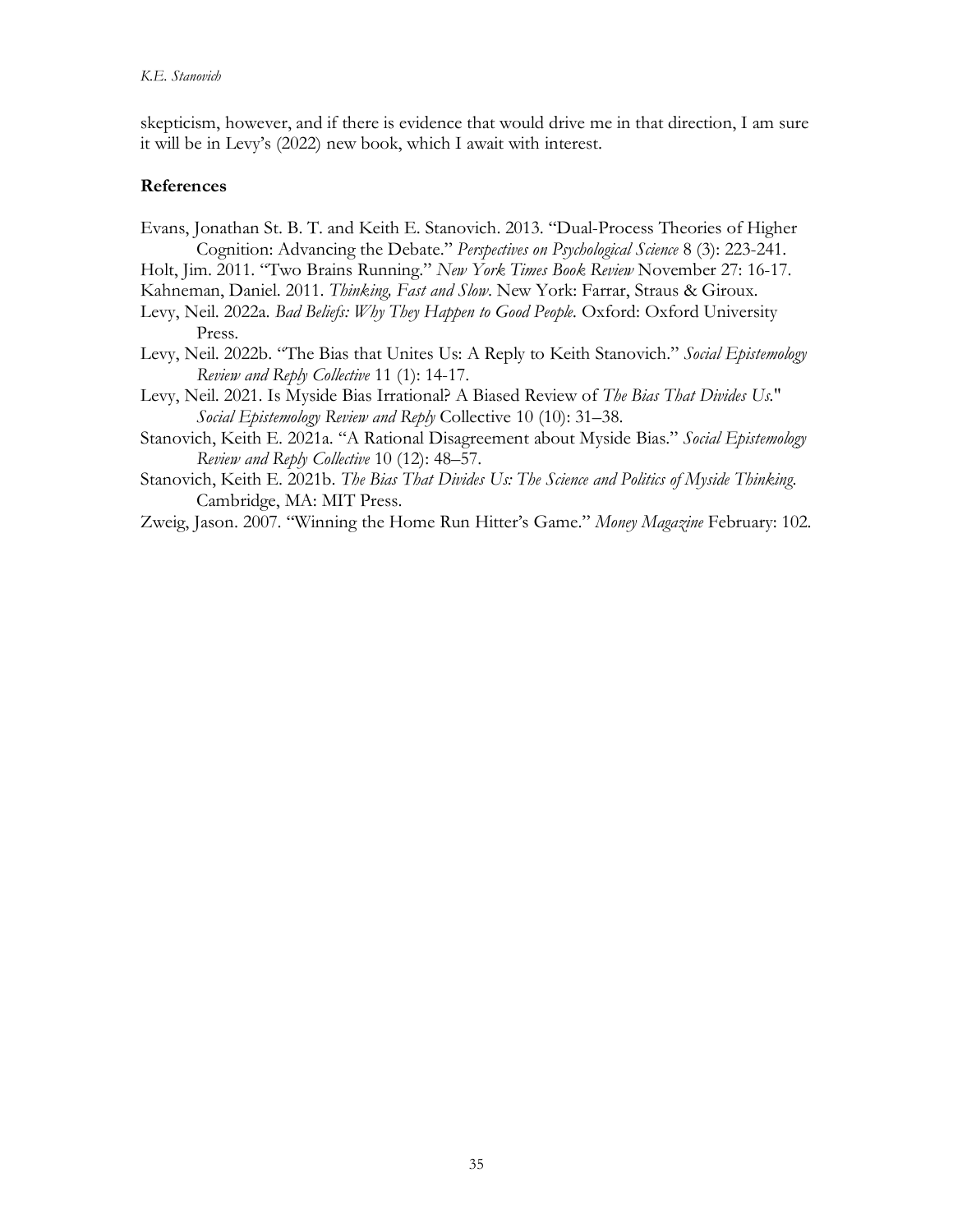skepticism, however, and if there is evidence that would drive me in that direction, I am sure it will be in Levy's (2022) new book, which I await with interest.

## References

Evans, Jonathan St. B. T. and Keith E. Stanovich. 2013. "Dual-Process Theories of Higher Cognition: Advancing the Debate." *Perspectives on Psychological Science* 8 (3): 223-241.

Holt, Jim. 2011. "Two Brains Running." *New York Times Book Review* November 27: 16-17.

Kahneman, Daniel. 2011. *Thinking, Fast and Slow*. New York: Farrar, Straus & Giroux.

Levy, Neil. 2022a. *Bad Beliefs: Why They Happen to Good People.* Oxford: Oxford University Press.

Levy, Neil. 2022b. "The Bias that Unites Us: A Reply to Keith Stanovich." *Social Epistemology Review and Reply Collective* 11 (1): 14-17.

Levy, Neil. 2021. Is Myside Bias Irrational? A Biased Review of *The Bias That Divides Us.*" *Social Epistemology Review and Reply* Collective 10 (10): 31–38.

Stanovich, Keith E. 2021a. "A Rational Disagreement about Myside Bias." *Social Epistemology Review and Reply Collective* 10 (12): 48–57.

Stanovich, Keith E. 2021b. *The Bias That Divides Us: The Science and Politics of Myside Thinking.* Cambridge, MA: MIT Press.

Zweig, Jason. 2007. "Winning the Home Run Hitter's Game." *Money Magazine* February: 102.